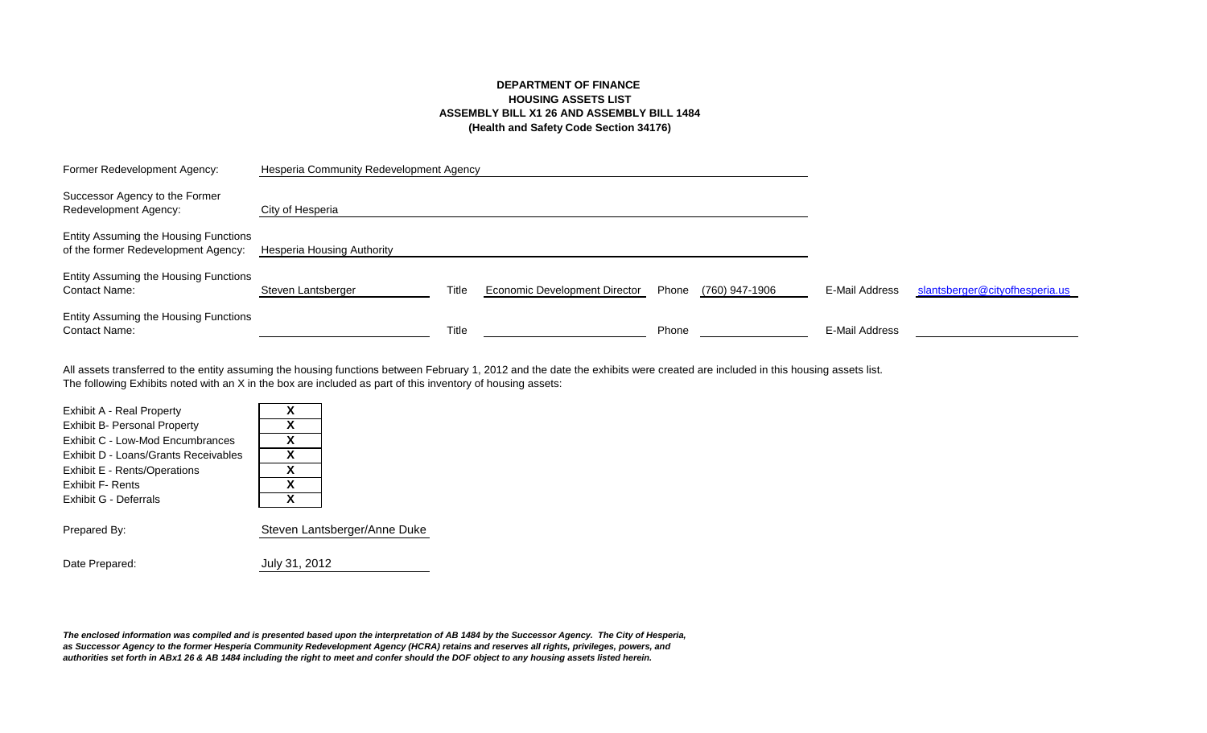**DEPARTMENT OF FINANCE**
**HOUSING ASSETS LIST**
**ASSEMBLY BILL X1 26 AND ASSEMBLY BILL 1484**
**(Health and Safety Code Section 34176)**

| | | | | | | | |
|---|---|---|---|---|---|---|---|
| Former Redevelopment Agency: | Hesperia Community Redevelopment Agency | | | | | | |
| Successor Agency to the Former Redevelopment Agency: | City of Hesperia | | | | | | |
| Entity Assuming the Housing Functions of the former Redevelopment Agency: | Hesperia Housing Authority | | | | | | |
| Entity Assuming the Housing Functions Contact Name: | Steven Lantsberger | Title | Economic Development Director | Phone | (760) 947-1906 | E-Mail Address | slantsberger@cityofhesperia.us |
| Entity Assuming the Housing Functions Contact Name: | | Title | | Phone | | E-Mail Address | |

All assets transferred to the entity assuming the housing functions between February 1, 2012 and the date the exhibits were created are included in this housing assets list.
The following Exhibits noted with an X in the box are included as part of this inventory of housing assets:

| Exhibit | Included |
|---|---|
| Exhibit A - Real Property | X |
| Exhibit B- Personal Property | X |
| Exhibit C - Low-Mod Encumbrances | X |
| Exhibit D - Loans/Grants Receivables | X |
| Exhibit E - Rents/Operations | X |
| Exhibit F- Rents | X |
| Exhibit G - Deferrals | X |

Prepared By: Steven Lantsberger/Anne Duke

Date Prepared: July 31, 2012

***The enclosed information was compiled and is presented based upon the interpretation of AB 1484 by the Successor Agency. The City of Hesperia, as Successor Agency to the former Hesperia Community Redevelopment Agency (HCRA) retains and reserves all rights, privileges, powers, and authorities set forth in ABx1 26 & AB 1484 including the right to meet and confer should the DOF object to any housing assets listed herein.***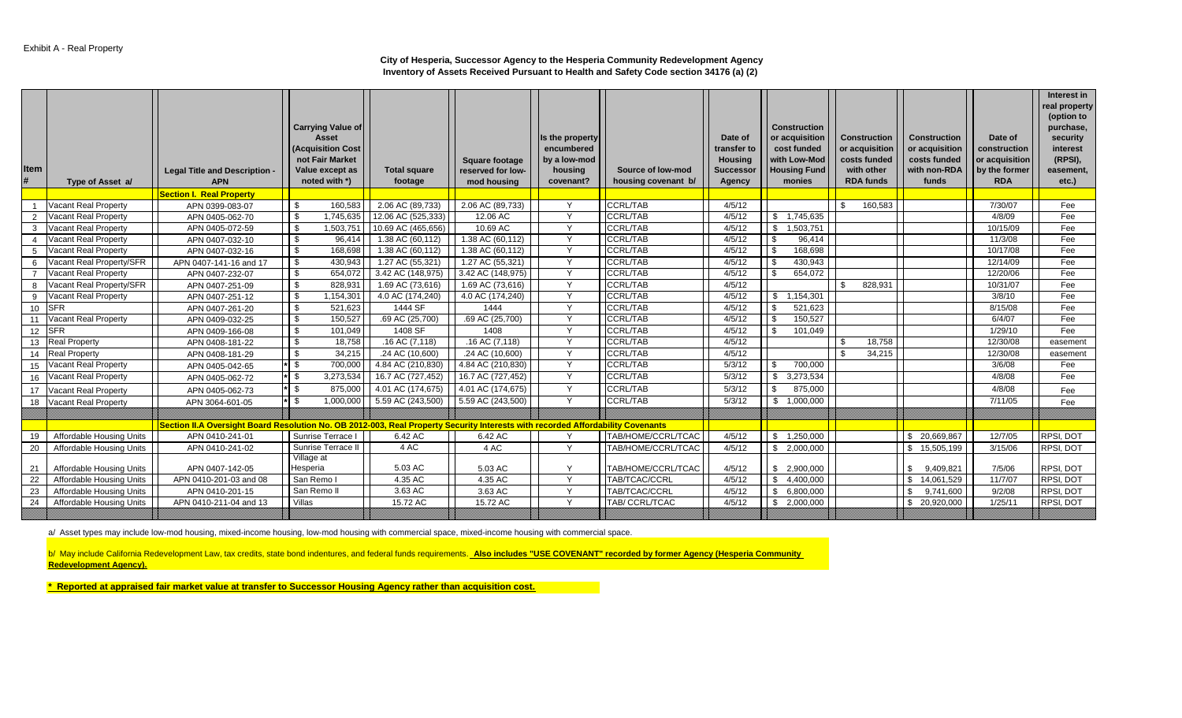Exhibit A - Real Property

**City of Hesperia, Successor Agency to the Hesperia Community Redevelopment Agency**
**Inventory of Assets Received Pursuant to Health and Safety Code section 34176 (a) (2)**

| Item # | Type of Asset a/ | Legal Title and Description - APN | Carrying Value of Asset (Acquisition Cost not Fair Market Value except as noted with *) | Total square footage | Square footage reserved for low-mod housing | Is the property encumbered by a low-mod housing covenant? | Source of low-mod housing covenant b/ | Date of transfer to Housing Successor Agency | Construction or acquisition cost funded with Low-Mod Housing Fund monies | Construction or acquisition costs funded with other RDA funds | Construction or acquisition costs funded with non-RDA funds | Date of construction or acquisition by the former RDA | Interest in real property (option to purchase, security interest (RPSI), easement, etc.) |
|---|---|---|---|---|---|---|---|---|---|---|---|---|---|
| | | **Section I. Real Property** | | | | | | | | | | | |
| 1 | Vacant Real Property | APN 0399-083-07 | $ 160,583 | 2.06 AC (89,733) | 2.06 AC (89,733) | Y | CCRL/TAB | 4/5/12 | | $ 160,583 | | 7/30/07 | Fee |
| 2 | Vacant Real Property | APN 0405-062-70 | $ 1,745,635 | 12.06 AC (525,333) | 12.06 AC | Y | CCRL/TAB | 4/5/12 | $ 1,745,635 | | | 4/8/09 | Fee |
| 3 | Vacant Real Property | APN 0405-072-59 | $ 1,503,751 | 10.69 AC (465,656) | 10.69 AC | Y | CCRL/TAB | 4/5/12 | $ 1,503,751 | | | 10/15/09 | Fee |
| 4 | Vacant Real Property | APN 0407-032-10 | $ 96,414 | 1.38 AC (60,112) | 1.38 AC (60,112) | Y | CCRL/TAB | 4/5/12 | $ 96,414 | | | 11/3/08 | Fee |
| 5 | Vacant Real Property | APN 0407-032-16 | $ 168,698 | 1.38 AC (60,112) | 1.38 AC (60,112) | Y | CCRL/TAB | 4/5/12 | $ 168,698 | | | 10/17/08 | Fee |
| 6 | Vacant Real Property/SFR | APN 0407-141-16 and 17 | $ 430,943 | 1.27 AC (55,321) | 1.27 AC (55,321) | Y | CCRL/TAB | 4/5/12 | $ 430,943 | | | 12/14/09 | Fee |
| 7 | Vacant Real Property | APN 0407-232-07 | $ 654,072 | 3.42 AC (148,975) | 3.42 AC (148,975) | Y | CCRL/TAB | 4/5/12 | $ 654,072 | | | 12/20/06 | Fee |
| 8 | Vacant Real Property/SFR | APN 0407-251-09 | $ 828,931 | 1.69 AC (73,616) | 1.69 AC (73,616) | Y | CCRL/TAB | 4/5/12 | | $ 828,931 | | 10/31/07 | Fee |
| 9 | Vacant Real Property | APN 0407-251-12 | $ 1,154,301 | 4.0 AC (174,240) | 4.0 AC (174,240) | Y | CCRL/TAB | 4/5/12 | $ 1,154,301 | | | 3/8/10 | Fee |
| 10 | SFR | APN 0407-261-20 | $ 521,623 | 1444 SF | 1444 | Y | CCRL/TAB | 4/5/12 | $ 521,623 | | | 8/15/08 | Fee |
| 11 | Vacant Real Property | APN 0409-032-25 | $ 150,527 | .69 AC (25,700) | .69 AC (25,700) | Y | CCRL/TAB | 4/5/12 | $ 150,527 | | | 6/4/07 | Fee |
| 12 | SFR | APN 0409-166-08 | $ 101,049 | 1408 SF | 1408 | Y | CCRL/TAB | 4/5/12 | $ 101,049 | | | 1/29/10 | Fee |
| 13 | Real Property | APN 0408-181-22 | $ 18,758 | .16 AC (7,118) | .16 AC (7,118) | Y | CCRL/TAB | 4/5/12 | | $ 18,758 | | 12/30/08 | easement |
| 14 | Real Property | APN 0408-181-29 | $ 34,215 | .24 AC (10,600) | .24 AC (10,600) | Y | CCRL/TAB | 4/5/12 | | $ 34,215 | | 12/30/08 | easement |
| 15 | Vacant Real Property | APN 0405-042-65 | * $ 700,000 | 4.84 AC (210,830) | 4.84 AC (210,830) | Y | CCRL/TAB | 5/3/12 | $ 700,000 | | | 3/6/08 | Fee |
| 16 | Vacant Real Property | APN 0405-062-72 | * $ 3,273,534 | 16.7 AC (727,452) | 16.7 AC (727,452) | Y | CCRL/TAB | 5/3/12 | $ 3,273,534 | | | 4/8/08 | Fee |
| 17 | Vacant Real Property | APN 0405-062-73 | * $ 875,000 | 4.01 AC (174,675) | 4.01 AC (174,675) | Y | CCRL/TAB | 5/3/12 | $ 875,000 | | | 4/8/08 | Fee |
| 18 | Vacant Real Property | APN 3064-601-05 | * $ 1,000,000 | 5.59 AC (243,500) | 5.59 AC (243,500) | Y | CCRL/TAB | 5/3/12 | $ 1,000,000 | | | 7/11/05 | Fee |
| | | **Section II.A Oversight Board Resolution No. OB 2012-003, Real Property Security Interests with recorded Affordability Covenants** | | | | | | | | | | | |
| 19 | Affordable Housing Units | APN 0410-241-01 | Sunrise Terrace I | 6.42 AC | 6.42 AC | Y | TAB/HOME/CCRL/TCAC | 4/5/12 | $ 1,250,000 | | $ 20,669,867 | 12/7/05 | RPSI, DOT |
| 20 | Affordable Housing Units | APN 0410-241-02 | Sunrise Terrace II | 4 AC | 4 AC | Y | TAB/HOME/CCRL/TCAC | 4/5/12 | $ 2,000,000 | | $ 15,505,199 | 3/15/06 | RPSI, DOT |
| 21 | Affordable Housing Units | APN 0407-142-05 | Village at Hesperia | 5.03 AC | 5.03 AC | Y | TAB/HOME/CCRL/TCAC | 4/5/12 | $ 2,900,000 | | $ 9,409,821 | 7/5/06 | RPSI, DOT |
| 22 | Affordable Housing Units | APN 0410-201-03 and 08 | San Remo I | 4.35 AC | 4.35 AC | Y | TAB/TCAC/CCRL | 4/5/12 | $ 4,400,000 | | $ 14,061,529 | 11/7/07 | RPSI, DOT |
| 23 | Affordable Housing Units | APN 0410-201-15 | San Remo II | 3.63 AC | 3.63 AC | Y | TAB/TCAC/CCRL | 4/5/12 | $ 6,800,000 | | $ 9,741,600 | 9/2/08 | RPSI, DOT |
| 24 | Affordable Housing Units | APN 0410-211-04 and 13 | Villas | 15.72 AC | 15.72 AC | Y | TAB/ CCRL/TCAC | 4/5/12 | $ 2,000,000 | | $ 20,920,000 | 1/25/11 | RPSI, DOT |

a/ Asset types may include low-mod housing, mixed-income housing, low-mod housing with commercial space, mixed-income housing with commercial space.

b/ May include California Redevelopment Law, tax credits, state bond indentures, and federal funds requirements. **Also includes "USE COVENANT" recorded by former Agency (Hesperia Community Redevelopment Agency).**

**\* Reported at appraised fair market value at transfer to Successor Housing Agency rather than acquisition cost.**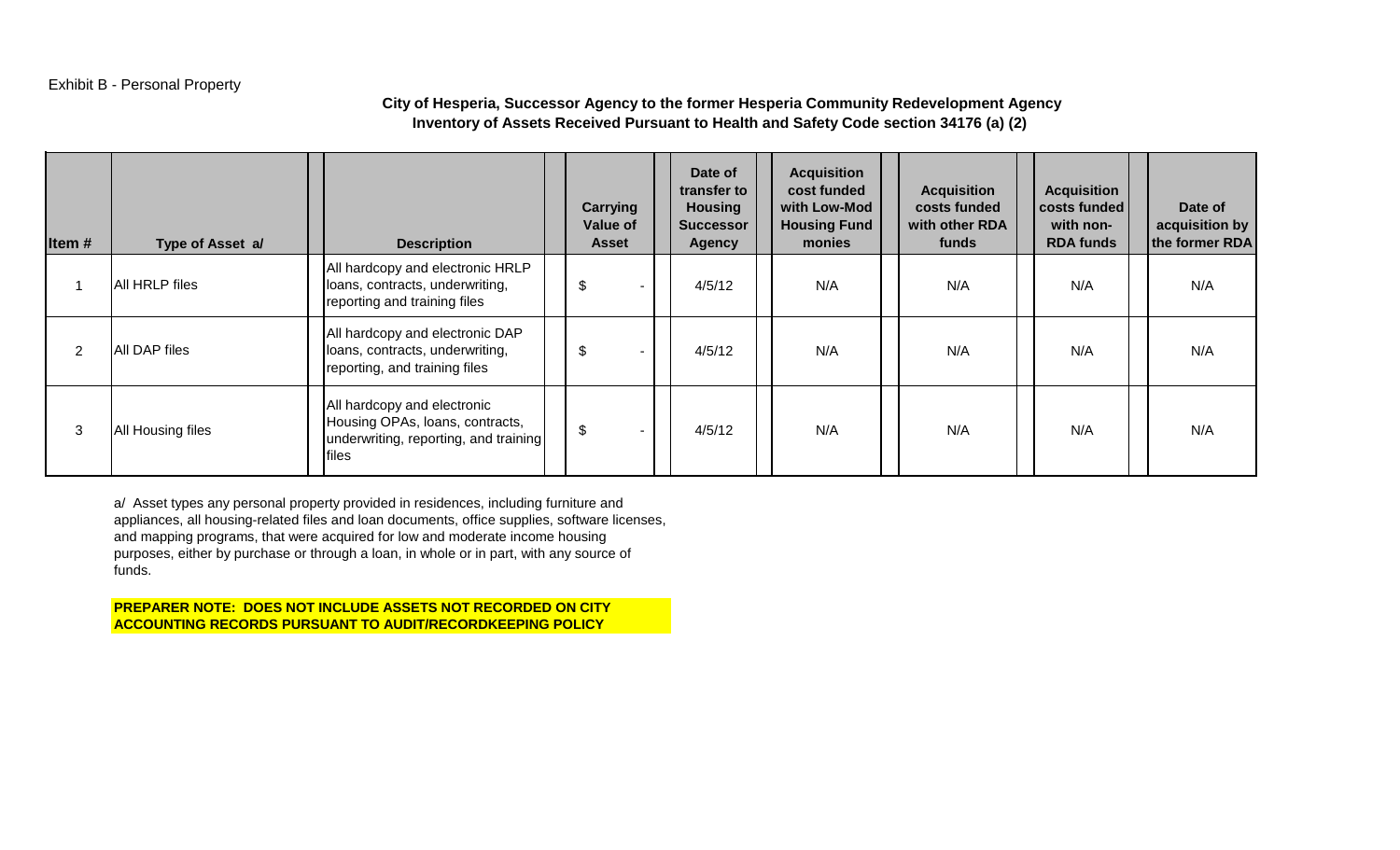Exhibit B - Personal Property

**City of Hesperia, Successor Agency to the former Hesperia Community Redevelopment Agency**
**Inventory of Assets Received Pursuant to Health and Safety Code section 34176 (a) (2)**

| Item # | Type of Asset a/ | Description | Carrying Value of Asset | Date of transfer to Housing Successor Agency | Acquisition cost funded with Low-Mod Housing Fund monies | Acquisition costs funded with other RDA funds | Acquisition costs funded with non-RDA funds | Date of acquisition by the former RDA |
|---|---|---|---|---|---|---|---|---|
| 1 | All HRLP files | All hardcopy and electronic HRLP loans, contracts, underwriting, reporting and training files | $ - | 4/5/12 | N/A | N/A | N/A | N/A |
| 2 | All DAP files | All hardcopy and electronic DAP loans, contracts, underwriting, reporting, and training files | $ - | 4/5/12 | N/A | N/A | N/A | N/A |
| 3 | All Housing files | All hardcopy and electronic Housing OPAs, loans, contracts, underwriting, reporting, and training files | $ - | 4/5/12 | N/A | N/A | N/A | N/A |

a/ Asset types any personal property provided in residences, including furniture and appliances, all housing-related files and loan documents, office supplies, software licenses, and mapping programs, that were acquired for low and moderate income housing purposes, either by purchase or through a loan, in whole or in part, with any source of funds.

**PREPARER NOTE: DOES NOT INCLUDE ASSETS NOT RECORDED ON CITY ACCOUNTING RECORDS PURSUANT TO AUDIT/RECORDKEEPING POLICY**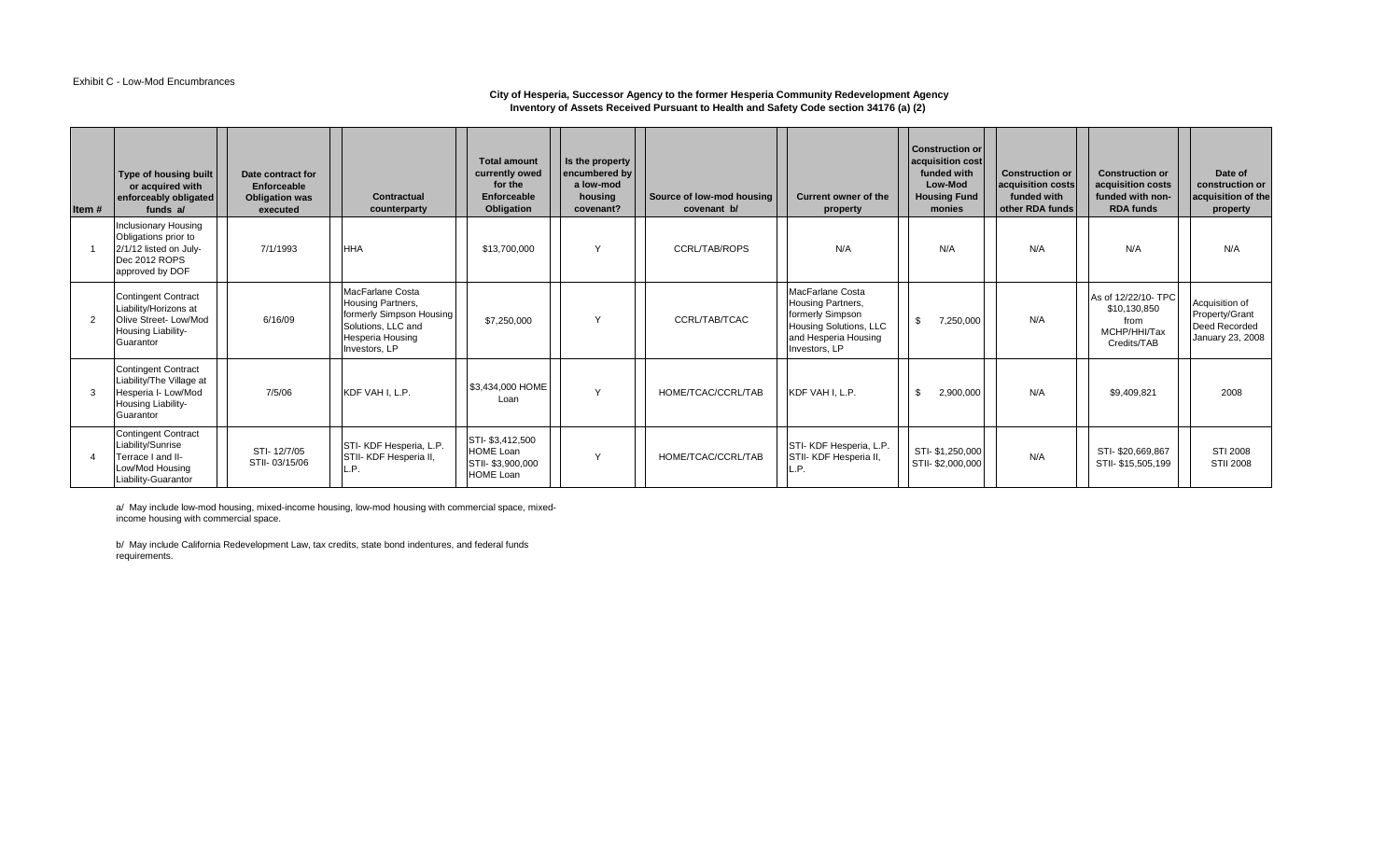Exhibit C - Low-Mod Encumbrances

**City of Hesperia, Successor Agency to the former Hesperia Community Redevelopment Agency**
**Inventory of Assets Received Pursuant to Health and Safety Code section 34176 (a) (2)**

| Item # | Type of housing built or acquired with enforceably obligated funds a/ | Date contract for Enforceable Obligation was executed | Contractual counterparty | Total amount currently owed for the Enforceable Obligation | Is the property encumbered by a low-mod housing covenant? | Source of low-mod housing covenant b/ | Current owner of the property | Construction or acquisition cost funded with Low-Mod Housing Fund monies | Construction or acquisition costs funded with other RDA funds | Construction or acquisition costs funded with non-RDA funds | Date of construction or acquisition of the property |
|---|---|---|---|---|---|---|---|---|---|---|---|
| 1 | Inclusionary Housing Obligations prior to 2/1/12 listed on July-Dec 2012 ROPS approved by DOF | 7/1/1993 | HHA | $13,700,000 | Y | CCRL/TAB/ROPS | N/A | N/A | N/A | N/A | N/A |
| 2 | Contingent Contract Liability/Horizons at Olive Street- Low/Mod Housing Liability-Guarantor | 6/16/09 | MacFarlane Costa Housing Partners, formerly Simpson Housing Solutions, LLC and Hesperia Housing Investors, LP | $7,250,000 | Y | CCRL/TAB/TCAC | MacFarlane Costa Housing Partners, formerly Simpson Housing Solutions, LLC and Hesperia Housing Investors, LP | $ 7,250,000 | N/A | As of 12/22/10- TPC $10,130,850 from MCHP/HHI/Tax Credits/TAB | Acquisition of Property/Grant Deed Recorded January 23, 2008 |
| 3 | Contingent Contract Liability/The Village at Hesperia I- Low/Mod Housing Liability-Guarantor | 7/5/06 | KDF VAH I, L.P. | $3,434,000 HOME Loan | Y | HOME/TCAC/CCRL/TAB | KDF VAH I, L.P. | $ 2,900,000 | N/A | $9,409,821 | 2008 |
| 4 | Contingent Contract Liability/Sunrise Terrace I and II-Low/Mod Housing Liability-Guarantor | STI- 12/7/05<br>STII- 03/15/06 | STI- KDF Hesperia, L.P.<br>STII- KDF Hesperia II, L.P. | STI- $3,412,500 HOME Loan<br>STII- $3,900,000 HOME Loan | Y | HOME/TCAC/CCRL/TAB | STI- KDF Hesperia, L.P.<br>STII- KDF Hesperia II, L.P. | STI- $1,250,000<br>STII- $2,000,000 | N/A | STI- $20,669,867<br>STII- $15,505,199 | STI 2008<br>STII 2008 |

a/ May include low-mod housing, mixed-income housing, low-mod housing with commercial space, mixed-income housing with commercial space.

b/ May include California Redevelopment Law, tax credits, state bond indentures, and federal funds requirements.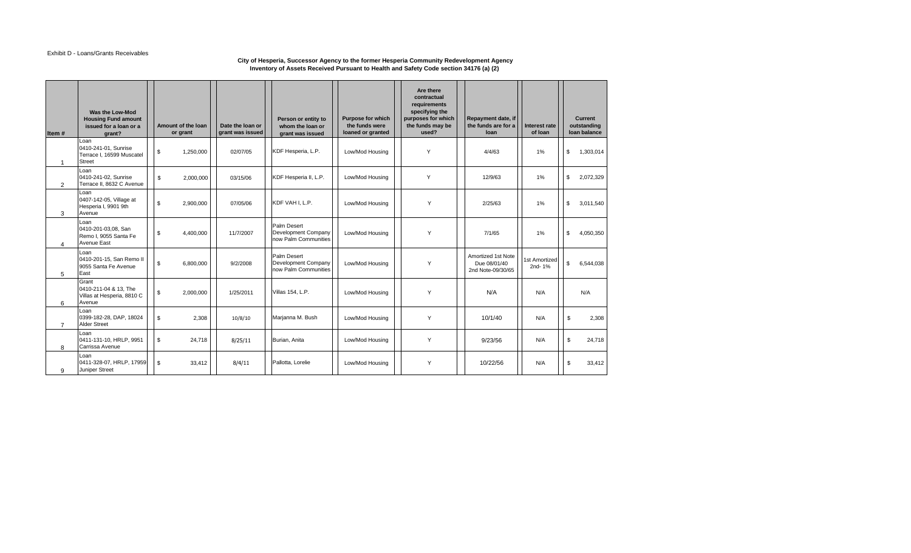Exhibit D - Loans/Grants Receivables

**City of Hesperia, Successor Agency to the former Hesperia Community Redevelopment Agency**
**Inventory of Assets Received Pursuant to Health and Safety Code section 34176 (a) (2)**

| Item # | Was the Low-Mod Housing Fund amount issued for a loan or a grant? | Amount of the loan or grant | Date the loan or grant was issued | Person or entity to whom the loan or grant was issued | Purpose for which the funds were loaned or granted | Are there contractual requirements specifying the purposes for which the funds may be used? | Repayment date, if the funds are for a loan | Interest rate of loan | Current outstanding loan balance |
|---|---|---|---|---|---|---|---|---|---|
| 1 | Loan 0410-241-01, Sunrise Terrace I, 16599 Muscatel Street | $ 1,250,000 | 02/07/05 | KDF Hesperia, L.P. | Low/Mod Housing | Y | 4/4/63 | 1% | $ 1,303,014 |
| 2 | Loan 0410-241-02, Sunrise Terrace II, 8632 C Avenue | $ 2,000,000 | 03/15/06 | KDF Hesperia II, L.P. | Low/Mod Housing | Y | 12/9/63 | 1% | $ 2,072,329 |
| 3 | Loan 0407-142-05, Village at Hesperia I, 9901 9th Avenue | $ 2,900,000 | 07/05/06 | KDF VAH I, L.P. | Low/Mod Housing | Y | 2/25/63 | 1% | $ 3,011,540 |
| 4 | Loan 0410-201-03,08, San Remo I, 9055 Santa Fe Avenue East | $ 4,400,000 | 11/7/2007 | Palm Desert Development Company now Palm Communities | Low/Mod Housing | Y | 7/1/65 | 1% | $ 4,050,350 |
| 5 | Loan 0410-201-15, San Remo II 9055 Santa Fe Avenue East | $ 6,800,000 | 9/2/2008 | Palm Desert Development Company now Palm Communities | Low/Mod Housing | Y | Amortized 1st Note Due 08/01/40 2nd Note-09/30/65 | 1st Amortized 2nd- 1% | $ 6,544,038 |
| 6 | Grant 0410-211-04 & 13, The Villas at Hesperia, 8810 C Avenue | $ 2,000,000 | 1/25/2011 | Villas 154, L.P. | Low/Mod Housing | Y | N/A | N/A | N/A |
| 7 | Loan 0399-182-28, DAP, 18024 Alder Street | $ 2,308 | 10/8/10 | Marjanna M. Bush | Low/Mod Housing | Y | 10/1/40 | N/A | $ 2,308 |
| 8 | Loan 0411-131-10, HRLP, 9951 Carrissa Avenue | $ 24,718 | 8/25/11 | Burian, Anita | Low/Mod Housing | Y | 9/23/56 | N/A | $ 24,718 |
| 9 | Loan 0411-328-07, HRLP, 17959 Juniper Street | $ 33,412 | 8/4/11 | Pallotta, Lorelie | Low/Mod Housing | Y | 10/22/56 | N/A | $ 33,412 |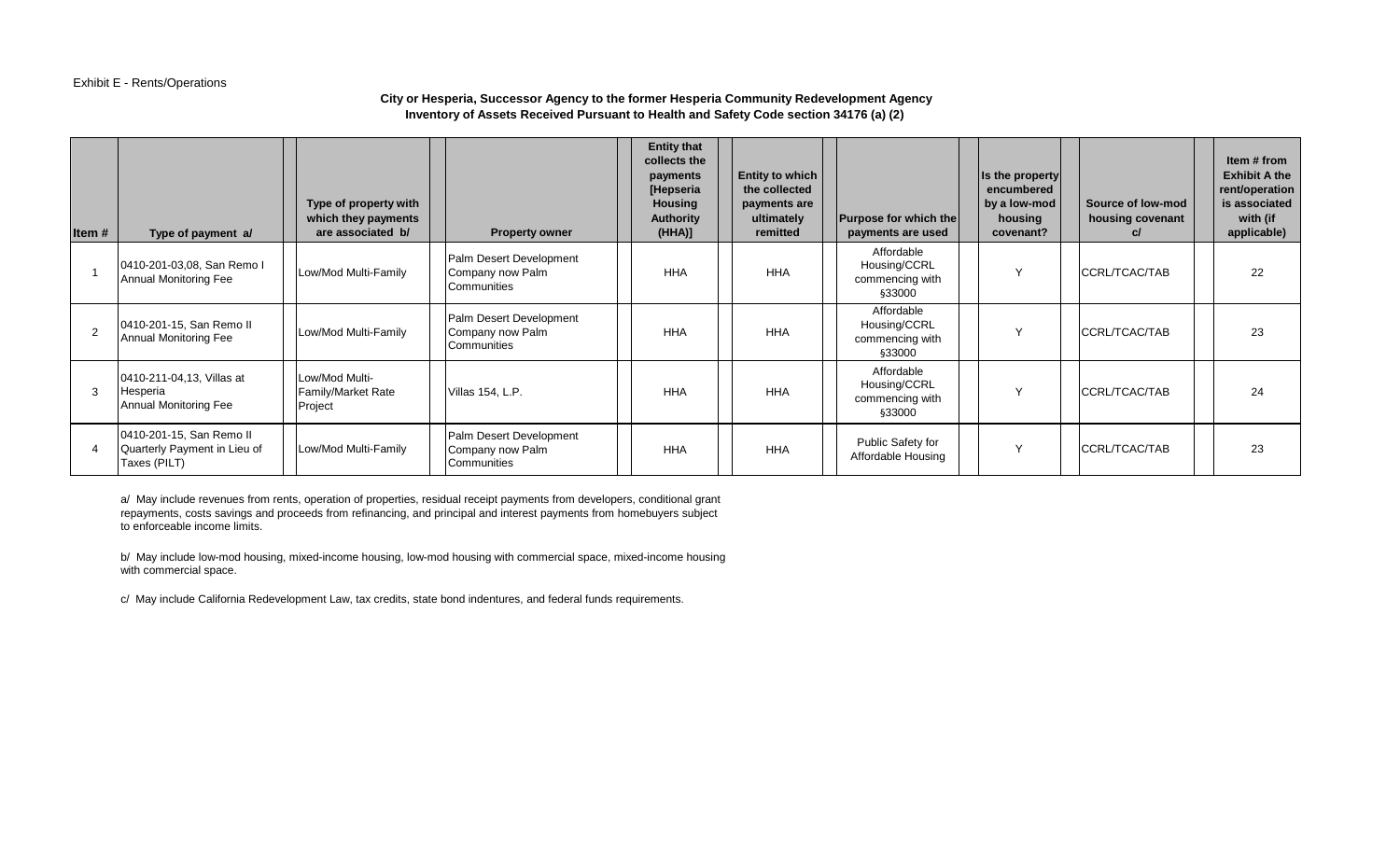Exhibit E - Rents/Operations

**City or Hesperia, Successor Agency to the former Hesperia Community Redevelopment Agency**
**Inventory of Assets Received Pursuant to Health and Safety Code section 34176 (a) (2)**

| Item # | Type of payment a/ | Type of property with which they payments are associated b/ | Property owner | Entity that collects the payments [Hesperia Housing Authority (HHA)] | Entity to which the collected payments are ultimately remitted | Purpose for which the payments are used | Is the property encumbered by a low-mod housing covenant? | Source of low-mod housing covenant c/ | Item # from Exhibit A the rent/operation is associated with (if applicable) |
|---|---|---|---|---|---|---|---|---|---|
| 1 | 0410-201-03,08, San Remo I Annual Monitoring Fee | Low/Mod Multi-Family | Palm Desert Development Company now Palm Communities | HHA | HHA | Affordable Housing/CCRL commencing with §33000 | Y | CCRL/TCAC/TAB | 22 |
| 2 | 0410-201-15, San Remo II Annual Monitoring Fee | Low/Mod Multi-Family | Palm Desert Development Company now Palm Communities | HHA | HHA | Affordable Housing/CCRL commencing with §33000 | Y | CCRL/TCAC/TAB | 23 |
| 3 | 0410-211-04,13, Villas at Hesperia Annual Monitoring Fee | Low/Mod Multi-Family/Market Rate Project | Villas 154, L.P. | HHA | HHA | Affordable Housing/CCRL commencing with §33000 | Y | CCRL/TCAC/TAB | 24 |
| 4 | 0410-201-15, San Remo II Quarterly Payment in Lieu of Taxes (PILT) | Low/Mod Multi-Family | Palm Desert Development Company now Palm Communities | HHA | HHA | Public Safety for Affordable Housing | Y | CCRL/TCAC/TAB | 23 |

a/ May include revenues from rents, operation of properties, residual receipt payments from developers, conditional grant repayments, costs savings and proceeds from refinancing, and principal and interest payments from homebuyers subject to enforceable income limits.

b/ May include low-mod housing, mixed-income housing, low-mod housing with commercial space, mixed-income housing with commercial space.

c/ May include California Redevelopment Law, tax credits, state bond indentures, and federal funds requirements.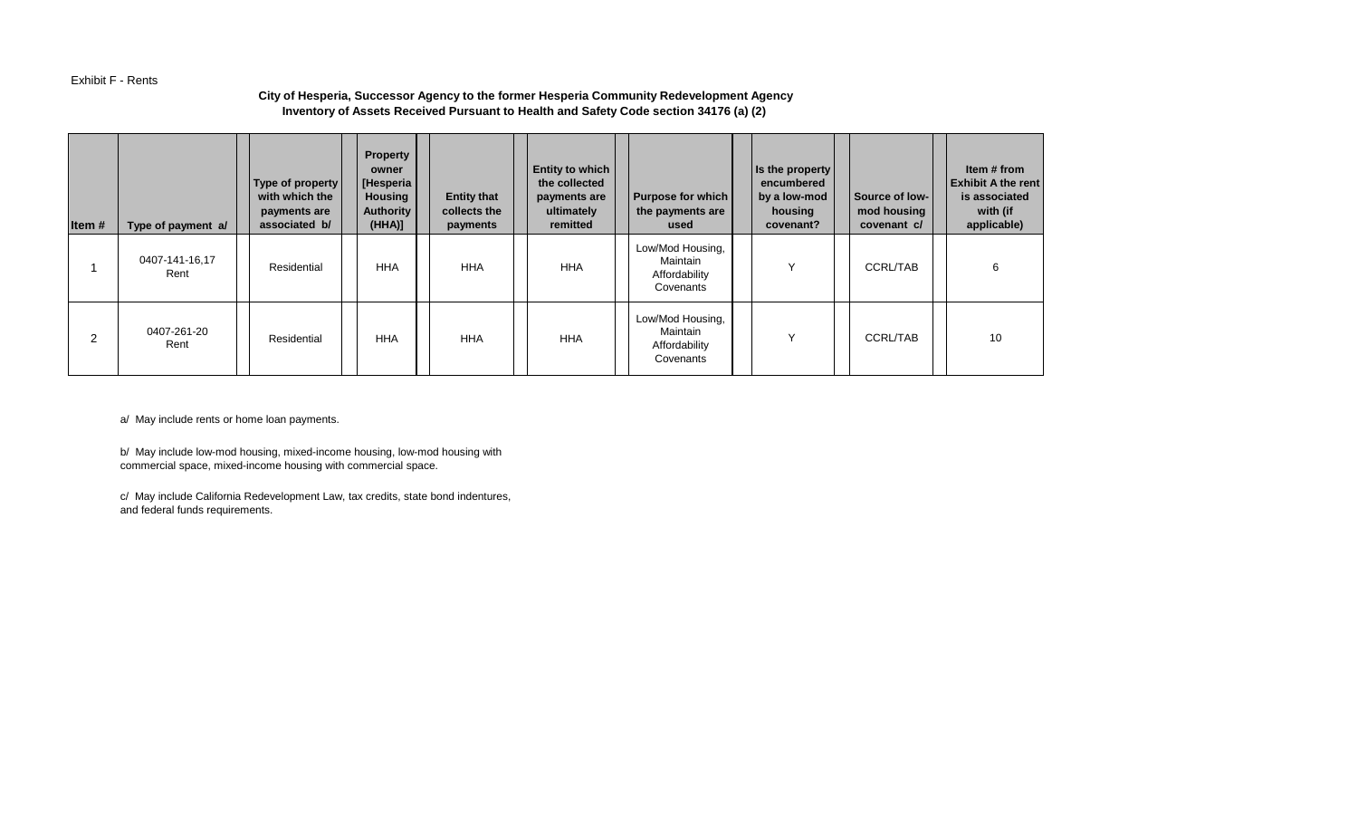Exhibit F - Rents

**City of Hesperia, Successor Agency to the former Hesperia Community Redevelopment Agency**
**Inventory of Assets Received Pursuant to Health and Safety Code section 34176 (a) (2)**

| Item # | Type of payment a/ | Type of property with which the payments are associated b/ | Property owner [Hesperia Housing Authority (HHA)] | Entity that collects the payments | Entity to which the collected payments are ultimately remitted | Purpose for which the payments are used | Is the property encumbered by a low-mod housing covenant? | Source of low-mod housing covenant c/ | Item # from Exhibit A the rent is associated with (if applicable) |
|---|---|---|---|---|---|---|---|---|---|
| 1 | 0407-141-16,17 Rent | Residential | HHA | HHA | HHA | Low/Mod Housing, Maintain Affordability Covenants | Y | CCRL/TAB | 6 |
| 2 | 0407-261-20 Rent | Residential | HHA | HHA | HHA | Low/Mod Housing, Maintain Affordability Covenants | Y | CCRL/TAB | 10 |

a/ May include rents or home loan payments.

b/ May include low-mod housing, mixed-income housing, low-mod housing with commercial space, mixed-income housing with commercial space.

c/ May include California Redevelopment Law, tax credits, state bond indentures, and federal funds requirements.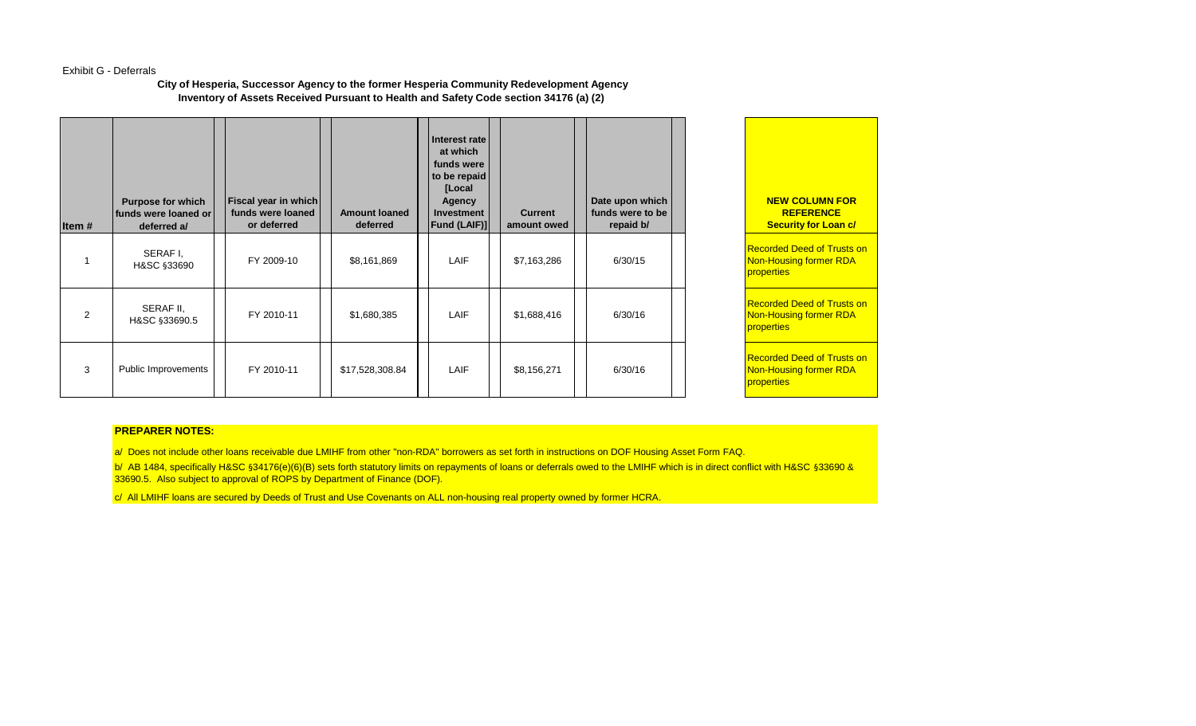Exhibit G - Deferrals

**City of Hesperia, Successor Agency to the former Hesperia Community Redevelopment Agency**
**Inventory of Assets Received Pursuant to Health and Safety Code section 34176 (a) (2)**

| Item # | Purpose for which funds were loaned or deferred a/ | Fiscal year in which funds were loaned or deferred | Amount loaned deferred | Interest rate at which funds were to be repaid [Local Agency Investment Fund (LAIF)] | Current amount owed | Date upon which funds were to be repaid b/ | NEW COLUMN FOR REFERENCE Security for Loan c/ |
|---|---|---|---|---|---|---|---|
| 1 | SERAF I, H&SC §33690 | FY 2009-10 | $8,161,869 | LAIF | $7,163,286 | 6/30/15 | Recorded Deed of Trusts on Non-Housing former RDA properties |
| 2 | SERAF II, H&SC §33690.5 | FY 2010-11 | $1,680,385 | LAIF | $1,688,416 | 6/30/16 | Recorded Deed of Trusts on Non-Housing former RDA properties |
| 3 | Public Improvements | FY 2010-11 | $17,528,308.84 | LAIF | $8,156,271 | 6/30/16 | Recorded Deed of Trusts on Non-Housing former RDA properties |

**PREPARER NOTES:**

a/ Does not include other loans receivable due LMIHF from other "non-RDA" borrowers as set forth in instructions on DOF Housing Asset Form FAQ.

b/ AB 1484, specifically H&SC §34176(e)(6)(B) sets forth statutory limits on repayments of loans or deferrals owed to the LMIHF which is in direct conflict with H&SC §33690 & 33690.5. Also subject to approval of ROPS by Department of Finance (DOF).

c/ All LMIHF loans are secured by Deeds of Trust and Use Covenants on ALL non-housing real property owned by former HCRA.